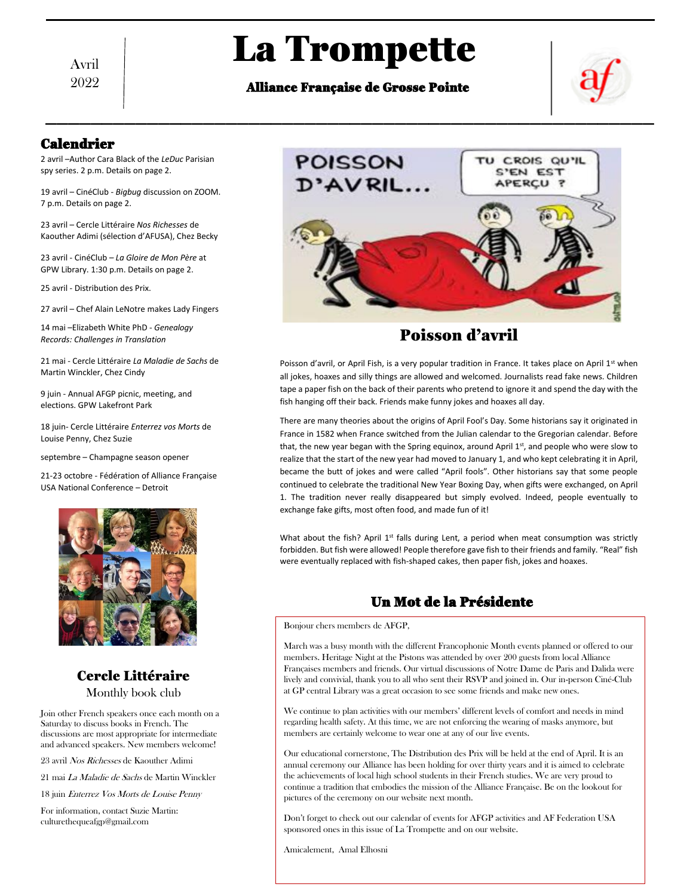Avril 2022

# La Trompette

**Alliance Française de Grosse Pointe**

## Calendrier

2 avril –Author Cara Black of the *LeDuc* Parisian spy series. 2 p.m. Details on page 2.

19 avril – CinéClub - *Bigbug* discussion on ZOOM. 7 p.m. Details on page 2.

23 avril – Cercle Littéraire *Nos Richesses* de Kaouther Adimi (sélection d'AFUSA), Chez Becky

23 avril - CinéClub – *La Gloire de Mon Père* at GPW Library. 1:30 p.m. Details on page 2.

25 avril - Distribution des Prix.

27 avril – Chef Alain LeNotre makes Lady Fingers

14 mai –Elizabeth White PhD - *Genealogy Records: Challenges in Translation*

21 mai - Cercle Littéraire *La Maladie de Sachs* de Martin Winckler, Chez Cindy

9 juin - Annual AFGP picnic, meeting, and elections. GPW Lakefront Park

18 juin- Cercle Littéraire *Enterrez vos Morts* de Louise Penny, Chez Suzie

septembre – Champagne season opener

21-23 octobre - Fédération of Alliance Française USA National Conference – Detroit

## Cercle Littéraire

Monthly book club

Join other French speakers once each month on a Saturday to discuss books in French. The discussions are most appropriate for intermediate and advanced speakers. New members welcome!

23 avril *Nos Richesses* de Kaouther Adimi

21 mai *La Maladie de Sachs* de Martin Winckler

18 juin *Enterrez Vos Morts de Louise Penny*

For information, contact Suzie Martin: culturethequeafgp@gmail.com

## Poisson d'avril

Poisson d'avril, or April Fish, is a very popular tradition in France. It takes place on April 1st when all jokes, hoaxes and silly things are allowed and welcomed. Journalists read fake news. Children tape a paper fish on the back of their parents who pretend to ignore it and spend the day with the fish hanging off their back. Friends make funny jokes and hoaxes all day.

There are many theories about the origins of April Fool's Day. Some historians say it originated in France in 1582 when France switched from the Julian calendar to the Gregorian calendar. Before that, the new year began with the Spring equinox, around April 1st, and people who were slow to realize that the start of the new year had moved to January 1, and who kept celebrating it in April, became the butt of jokes and were called "April fools". Other historians say that some people continued to celebrate the traditional New Year Boxing Day, when gifts were exchanged, on April 1. The tradition never really disappeared but simply evolved. Indeed, people eventually to exchange fake gifts, most often food, and made fun of it!

What about the fish? April 1st falls during Lent, a period when meat consumption was strictly forbidden. But fish were allowed! People therefore gave fish to their friends and family. "Real" fish were eventually replaced with fish-shaped cakes, then paper fish, jokes and hoaxes.

## Un Mot de la Présidente

Bonjour chers members de AFGP,

March was a busy month with the different Francophonie Month events planned or offered to our members. Heritage Night at the Pistons was attended by over 200 guests from local Alliance Françaises members and friends. Our virtual discussions of Notre Dame de Paris and Dalida were lively and convivial, thank you to all who sent their RSVP and joined in. Our in-person Ciné-Club at GP central Library was a great occasion to see some friends and make new ones.

We continue to plan activities with our members' different levels of comfort and needs in mind regarding health safety. At this time, we are not enforcing the wearing of masks anymore, but members are certainly welcome to wear one at any of our live events.

Our educational cornerstone, The Distribution des Prix will be held at the end of April. It is an annual ceremony our Alliance has been holding for over thirty years and it is aimed to celebrate the achievements of local high school students in their French studies. We are very proud to continue a tradition that embodies the mission of the Alliance Française. Be on the lookout for pictures of the ceremony on our website next month.

Don't forget to check out our calendar of events for AFGP activities and AF Federation USA sponsored ones in this issue of La Trompette and on our website.

Amicalement, Amal Elhosni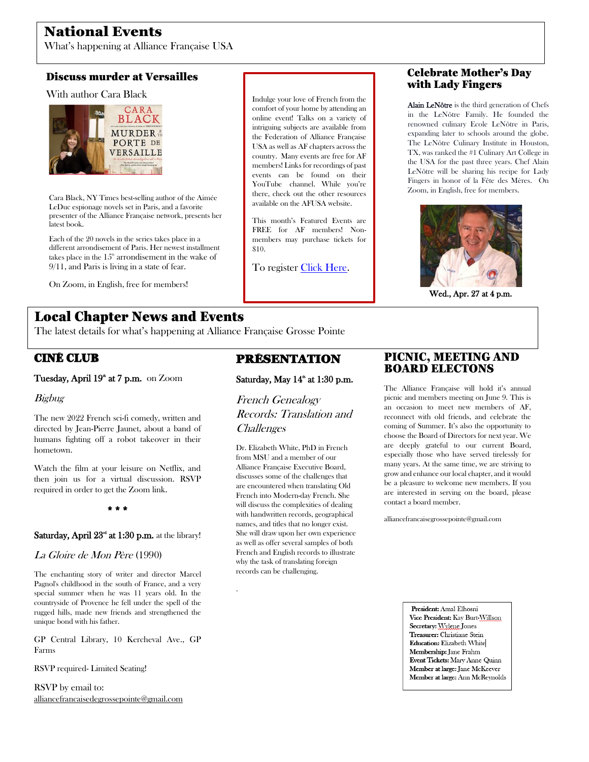# National Events

What's happening at Alliance Française USA

### Discuss murder at Versailles

With author Cara Black

Cara Black, NY Times best-selling author of the Aimée LeDuc espionage novels set in Paris, and a favorite presenter of the Alliance Française network, presents her latest book.

Each of the 20 novels in the series takes place in a different arrondisement of Paris. Her newest installment takes place in the 15th arrondisement in the wake of 9/11, and Paris is living in a state of fear.

On Zoom, in English, free for members!

Indulge your love of French from the comfort of your home by attending an online event! Talks on a variety of intriguing subjects are available from the Federation of Alliance Française USA as well as AF chapters across the country. Many events are free for AF members! Links for recordings of past events can be found on their YouTube channel. While you're there, check out the other resources available on the AFUSA website.

This month's Featured Events are FREE for AF members! Non-members may purchase tickets for $10.

To register Click Here.

### Celebrate Mother's Day with Lady Fingers

Alain LeNôtre is the third generation of Chefs in the LeNôtre Family. He founded the renowned culinary Ecole LeNôtre in Paris, expanding later to schools around the globe. The LeNôtre Culinary Institute in Houston, TX, was ranked the #1 Culinary Art College in the USA for the past three years. Chef Alain LeNôtre will be sharing his recipe for Lady Fingers in honor of la Fête des Mères. On Zoom, in English, free for members.

Wed., Apr. 27 at 4 p.m.

# Local Chapter News and Events

The latest details for what's happening at Alliance Française Grosse Pointe

## CINÉ CLUB

**Tuesday, April 19th at 7 p.m.** on Zoom

*Bigbug*

The new 2022 French sci-fi comedy, written and directed by Jean-Pierre Jaunet, about a band of humans fighting off a robot takeover in their hometown.

Watch the film at your leisure on Netflix, and then join us for a virtual discussion. RSVP required in order to get the Zoom link.

\* \* \*

**Saturday, April 23rd at 1:30 p.m.** at the library!

*La Gloire de Mon Père* (1990)

The enchanting story of writer and director Marcel Pagnol's childhood in the south of France, and a very special summer when he was 11 years old. In the countryside of Provence he fell under the spell of the rugged hills, made new friends and strengthened the unique bond with his father.

GP Central Library, 10 Kercheval Ave., GP Farms

RSVP required- Limited Seating!

RSVP by email to: alliancefrancaisedegrossepointe@gmail.com

## PRÉSENTATION

**Saturday, May 14th at 1:30 p.m.**

*French Genealogy Records: Translation and Challenges*

Dr. Elizabeth White, PhD in French from MSU and a member of our Alliance Française Executive Board, discusses some of the challenges that are encountered when translating Old French into Modern-day French. She will discuss the complexities of dealing with handwritten records, geographical names, and titles that no longer exist. She will draw upon her own experience as well as offer several samples of both French and English records to illustrate why the task of translating foreign records can be challenging.

## PICNIC, MEETING AND BOARD ELECTONS

The Alliance Française will hold it's annual picnic and members meeting on June 9. This is an occasion to meet new members of AF, reconnect with old friends, and celebrate the coming of Summer. It's also the opportunity to choose the Board of Directors for next year. We are deeply grateful to our current Board, especially those who have served tirelessly for many years. At the same time, we are striving to grow and enhance our local chapter, and it would be a pleasure to welcome new members. If you are interested in serving on the board, please contact a board member.

alliancefrancaisegrossepointe@gmail.com

**President:** Amal Elhosni
**Vice President:** Kay Burt-Willson
**Secretary:** Wylene Jones
**Treasurer:** Christiane Stein
**Education:** Elizabeth White
**Membership:** Jane Frahm
**Event Tickets:** Mary Anne Quinn
**Member at large:** Jane McKeever
**Member at large:** Ann McReynolds